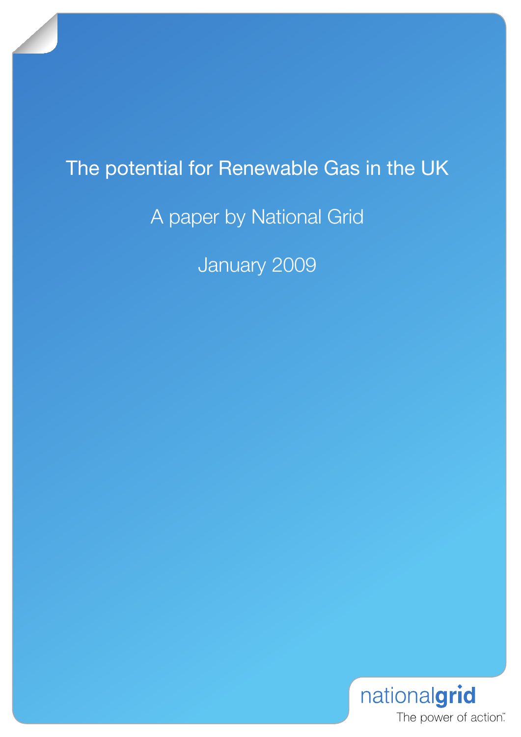# The potential for Renewable Gas in the UK

A paper by National Grid

January 2009

nationalgrid

The power of action.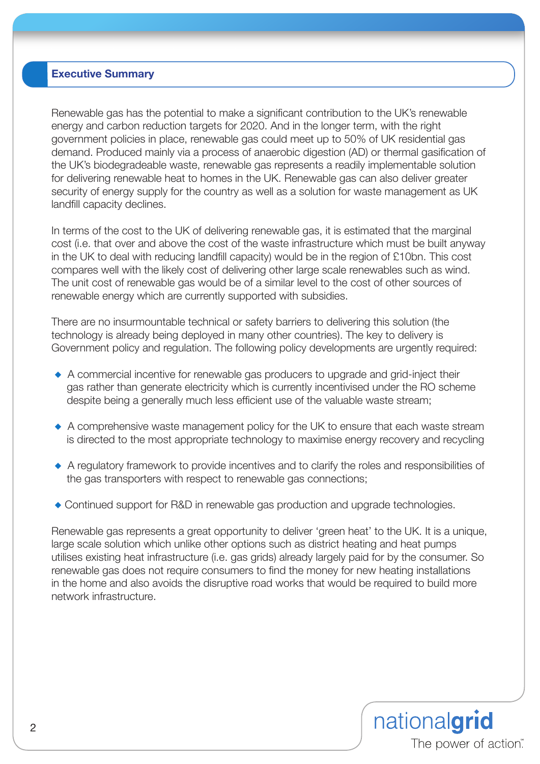## Executive Summary

Renewable gas has the potential to make a significant contribution to the UK's renewable energy and carbon reduction targets for 2020. And in the longer term, with the right government policies in place, renewable gas could meet up to 50% of UK residential gas demand. Produced mainly via a process of anaerobic digestion (AD) or thermal gasification of the UK's biodegradeable waste, renewable gas represents a readily implementable solution for delivering renewable heat to homes in the UK. Renewable gas can also deliver greater security of energy supply for the country as well as a solution for waste management as UK landfill capacity declines.

In terms of the cost to the UK of delivering renewable gas, it is estimated that the marginal cost (i.e. that over and above the cost of the waste infrastructure which must be built anyway in the UK to deal with reducing landfill capacity) would be in the region of £10bn. This cost compares well with the likely cost of delivering other large scale renewables such as wind. The unit cost of renewable gas would be of a similar level to the cost of other sources of renewable energy which are currently supported with subsidies.

There are no insurmountable technical or safety barriers to delivering this solution (the technology is already being deployed in many other countries). The key to delivery is Government policy and regulation. The following policy developments are urgently required:

- A commercial incentive for renewable gas producers to upgrade and grid-inject their gas rather than generate electricity which is currently incentivised under the RO scheme despite being a generally much less efficient use of the valuable waste stream;
- A comprehensive waste management policy for the UK to ensure that each waste stream is directed to the most appropriate technology to maximise energy recovery and recycling
- A regulatory framework to provide incentives and to clarify the roles and responsibilities of the gas transporters with respect to renewable gas connections;
- Continued support for R&D in renewable gas production and upgrade technologies.

Renewable gas represents a great opportunity to deliver 'green heat' to the UK. It is a unique, large scale solution which unlike other options such as district heating and heat pumps utilises existing heat infrastructure (i.e. gas grids) already largely paid for by the consumer. So renewable gas does not require consumers to find the money for new heating installations in the home and also avoids the disruptive road works that would be required to build more network infrastructure.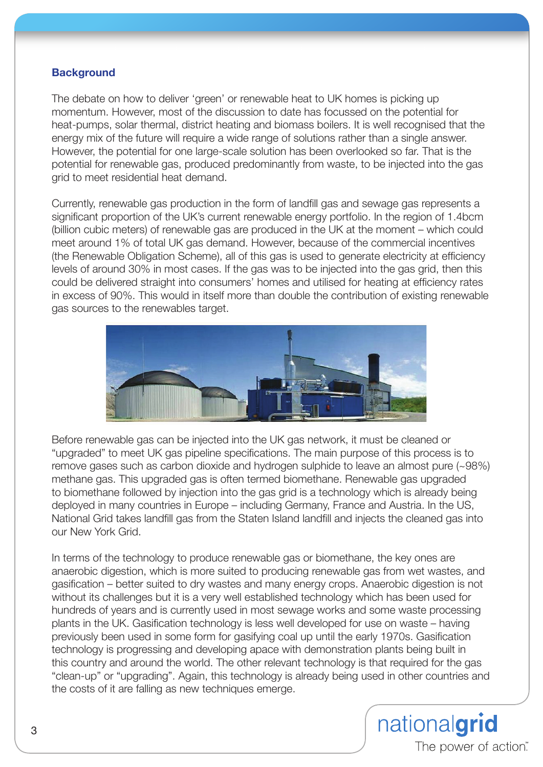## Background

The debate on how to deliver 'green' or renewable heat to UK homes is picking up momentum. However, most of the discussion to date has focussed on the potential for heat-pumps, solar thermal, district heating and biomass boilers. It is well recognised that the energy mix of the future will require a wide range of solutions rather than a single answer. However, the potential for one large-scale solution has been overlooked so far. That is the potential for renewable gas, produced predominantly from waste, to be injected into the gas grid to meet residential heat demand.

Currently, renewable gas production in the form of landfill gas and sewage gas represents a significant proportion of the UK's current renewable energy portfolio. In the region of 1.4bcm (billion cubic meters) of renewable gas are produced in the UK at the moment – which could meet around 1% of total UK gas demand. However, because of the commercial incentives (the Renewable Obligation Scheme), all of this gas is used to generate electricity at efficiency levels of around 30% in most cases. If the gas was to be injected into the gas grid, then this could be delivered straight into consumers' homes and utilised for heating at efficiency rates in excess of 90%. This would in itself more than double the contribution of existing renewable gas sources to the renewables target.

Before renewable gas can be injected into the UK gas network, it must be cleaned or "upgraded" to meet UK gas pipeline specifications. The main purpose of this process is to remove gases such as carbon dioxide and hydrogen sulphide to leave an almost pure (~98%) methane gas. This upgraded gas is often termed biomethane. Renewable gas upgraded to biomethane followed by injection into the gas grid is a technology which is already being deployed in many countries in Europe – including Germany, France and Austria. In the US, National Grid takes landfill gas from the Staten Island landfill and injects the cleaned gas into our New York Grid.

In terms of the technology to produce renewable gas or biomethane, the key ones are anaerobic digestion, which is more suited to producing renewable gas from wet wastes, and gasification – better suited to dry wastes and many energy crops. Anaerobic digestion is not without its challenges but it is a very well established technology which has been used for hundreds of years and is currently used in most sewage works and some waste processing plants in the UK. Gasification technology is less well developed for use on waste – having previously been used in some form for gasifying coal up until the early 1970s. Gasification technology is progressing and developing apace with demonstration plants being built in this country and around the world. The other relevant technology is that required for the gas "clean-up" or "upgrading". Again, this technology is already being used in other countries and the costs of it are falling as new techniques emerge.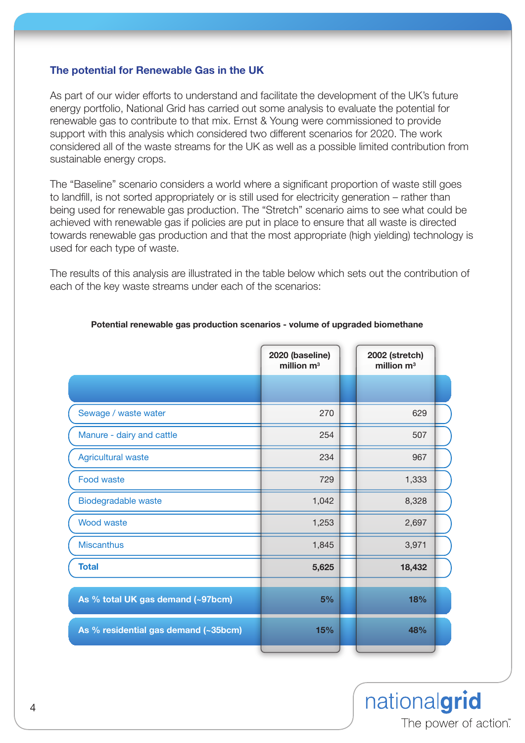## The potential for Renewable Gas in the UK

As part of our wider efforts to understand and facilitate the development of the UK's future energy portfolio, National Grid has carried out some analysis to evaluate the potential for renewable gas to contribute to that mix. Ernst & Young were commissioned to provide support with this analysis which considered two different scenarios for 2020. The work considered all of the waste streams for the UK as well as a possible limited contribution from sustainable energy crops.

The "Baseline" scenario considers a world where a significant proportion of waste still goes to landfill, is not sorted appropriately or is still used for electricity generation – rather than being used for renewable gas production. The "Stretch" scenario aims to see what could be achieved with renewable gas if policies are put in place to ensure that all waste is directed towards renewable gas production and that the most appropriate (high yielding) technology is used for each type of waste.

The results of this analysis are illustrated in the table below which sets out the contribution of each of the key waste streams under each of the scenarios:

**Potential renewable gas production scenarios - volume of upgraded biomethane**

| | 2020 (baseline) million m³ | 2002 (stretch) million m³ |
|---|---|---|
| Sewage / waste water | 270 | 629 |
| Manure - dairy and cattle | 254 | 507 |
| Agricultural waste | 234 | 967 |
| Food waste | 729 | 1,333 |
| Biodegradable waste | 1,042 | 8,328 |
| Wood waste | 1,253 | 2,697 |
| Miscanthus | 1,845 | 3,971 |
| **Total** | **5,625** | **18,432** |
| **As % total UK gas demand (~97bcm)** | **5%** | **18%** |
| **As % residential gas demand (~35bcm)** | **15%** | **48%** |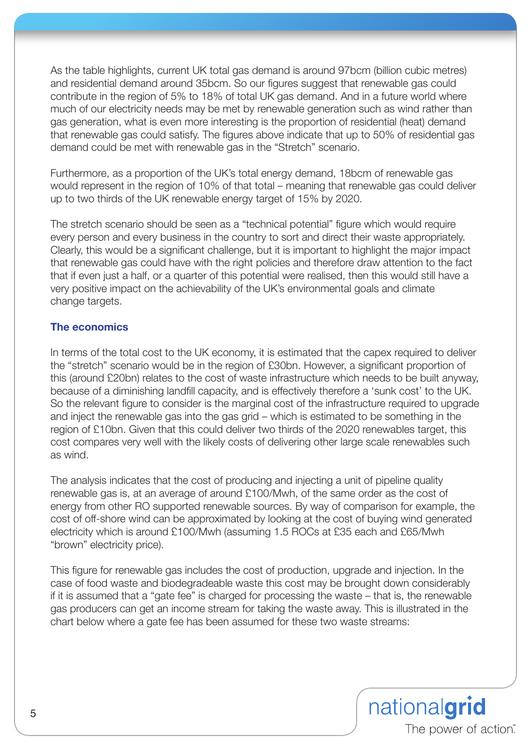As the table highlights, current UK total gas demand is around 97bcm (billion cubic metres) and residential demand around 35bcm. So our figures suggest that renewable gas could contribute in the region of 5% to 18% of total UK gas demand. And in a future world where much of our electricity needs may be met by renewable generation such as wind rather than gas generation, what is even more interesting is the proportion of residential (heat) demand that renewable gas could satisfy. The figures above indicate that up to 50% of residential gas demand could be met with renewable gas in the "Stretch" scenario.

Furthermore, as a proportion of the UK's total energy demand, 18bcm of renewable gas would represent in the region of 10% of that total – meaning that renewable gas could deliver up to two thirds of the UK renewable energy target of 15% by 2020.

The stretch scenario should be seen as a "technical potential" figure which would require every person and every business in the country to sort and direct their waste appropriately. Clearly, this would be a significant challenge, but it is important to highlight the major impact that renewable gas could have with the right policies and therefore draw attention to the fact that if even just a half, or a quarter of this potential were realised, then this would still have a very positive impact on the achievability of the UK's environmental goals and climate change targets.

### The economics

In terms of the total cost to the UK economy, it is estimated that the capex required to deliver the "stretch" scenario would be in the region of £30bn. However, a significant proportion of this (around £20bn) relates to the cost of waste infrastructure which needs to be built anyway, because of a diminishing landfill capacity, and is effectively therefore a 'sunk cost' to the UK. So the relevant figure to consider is the marginal cost of the infrastructure required to upgrade and inject the renewable gas into the gas grid – which is estimated to be something in the region of £10bn. Given that this could deliver two thirds of the 2020 renewables target, this cost compares very well with the likely costs of delivering other large scale renewables such as wind.

The analysis indicates that the cost of producing and injecting a unit of pipeline quality renewable gas is, at an average of around £100/Mwh, of the same order as the cost of energy from other RO supported renewable sources. By way of comparison for example, the cost of off-shore wind can be approximated by looking at the cost of buying wind generated electricity which is around £100/Mwh (assuming 1.5 ROCs at £35 each and £65/Mwh "brown" electricity price).

This figure for renewable gas includes the cost of production, upgrade and injection. In the case of food waste and biodegradeable waste this cost may be brought down considerably if it is assumed that a "gate fee" is charged for processing the waste – that is, the renewable gas producers can get an income stream for taking the waste away. This is illustrated in the chart below where a gate fee has been assumed for these two waste streams: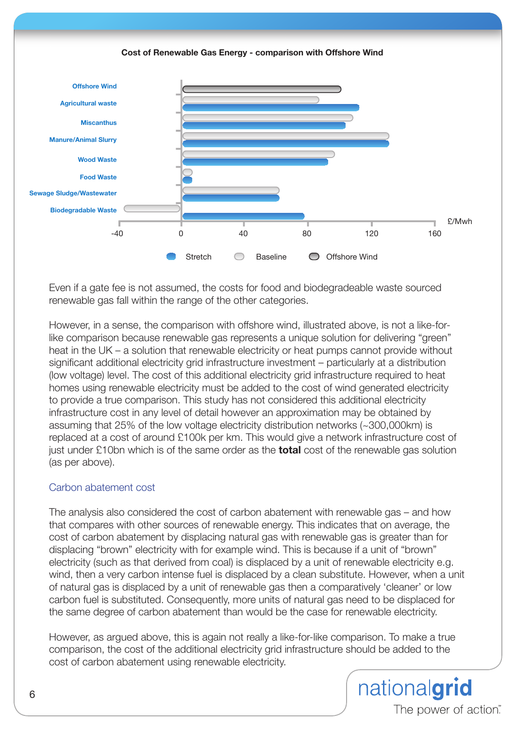**Cost of Renewable Gas Energy - comparison with Offshore Wind**

Even if a gate fee is not assumed, the costs for food and biodegradeable waste sourced renewable gas fall within the range of the other categories.

However, in a sense, the comparison with offshore wind, illustrated above, is not a like-for-like comparison because renewable gas represents a unique solution for delivering "green" heat in the UK – a solution that renewable electricity or heat pumps cannot provide without significant additional electricity grid infrastructure investment – particularly at a distribution (low voltage) level. The cost of this additional electricity grid infrastructure required to heat homes using renewable electricity must be added to the cost of wind generated electricity to provide a true comparison. This study has not considered this additional electricity infrastructure cost in any level of detail however an approximation may be obtained by assuming that 25% of the low voltage electricity distribution networks (~300,000km) is replaced at a cost of around £100k per km. This would give a network infrastructure cost of just under £10bn which is of the same order as the **total** cost of the renewable gas solution (as per above).

## Carbon abatement cost

The analysis also considered the cost of carbon abatement with renewable gas – and how that compares with other sources of renewable energy. This indicates that on average, the cost of carbon abatement by displacing natural gas with renewable gas is greater than for displacing "brown" electricity with for example wind. This is because if a unit of "brown" electricity (such as that derived from coal) is displaced by a unit of renewable electricity e.g. wind, then a very carbon intense fuel is displaced by a clean substitute. However, when a unit of natural gas is displaced by a unit of renewable gas then a comparatively 'cleaner' or low carbon fuel is substituted. Consequently, more units of natural gas need to be displaced for the same degree of carbon abatement than would be the case for renewable electricity.

However, as argued above, this is again not really a like-for-like comparison. To make a true comparison, the cost of the additional electricity grid infrastructure should be added to the cost of carbon abatement using renewable electricity.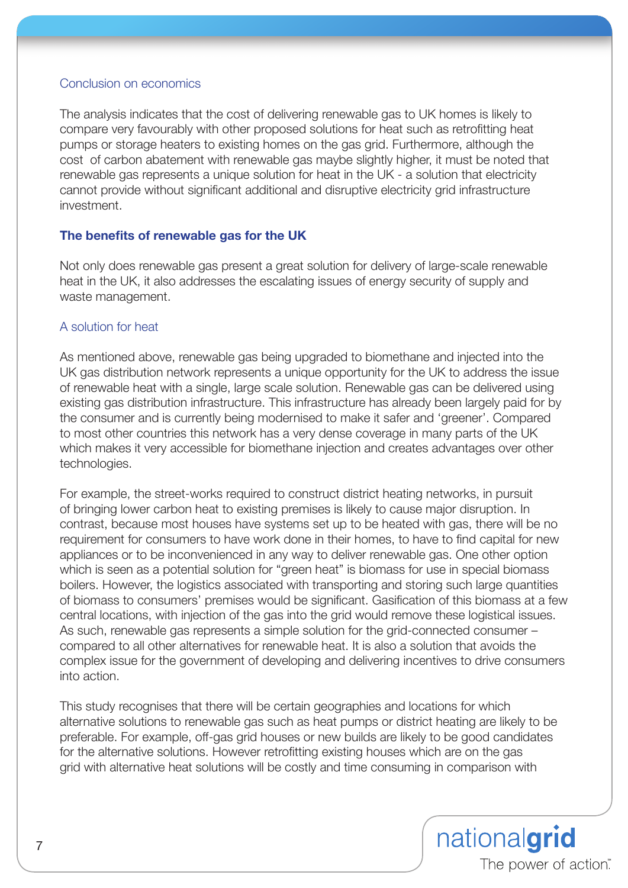### Conclusion on economics

The analysis indicates that the cost of delivering renewable gas to UK homes is likely to compare very favourably with other proposed solutions for heat such as retrofitting heat pumps or storage heaters to existing homes on the gas grid. Furthermore, although the cost of carbon abatement with renewable gas maybe slightly higher, it must be noted that renewable gas represents a unique solution for heat in the UK - a solution that electricity cannot provide without significant additional and disruptive electricity grid infrastructure investment.

## The benefits of renewable gas for the UK

Not only does renewable gas present a great solution for delivery of large-scale renewable heat in the UK, it also addresses the escalating issues of energy security of supply and waste management.

### A solution for heat

As mentioned above, renewable gas being upgraded to biomethane and injected into the UK gas distribution network represents a unique opportunity for the UK to address the issue of renewable heat with a single, large scale solution. Renewable gas can be delivered using existing gas distribution infrastructure. This infrastructure has already been largely paid for by the consumer and is currently being modernised to make it safer and 'greener'. Compared to most other countries this network has a very dense coverage in many parts of the UK which makes it very accessible for biomethane injection and creates advantages over other technologies.

For example, the street-works required to construct district heating networks, in pursuit of bringing lower carbon heat to existing premises is likely to cause major disruption. In contrast, because most houses have systems set up to be heated with gas, there will be no requirement for consumers to have work done in their homes, to have to find capital for new appliances or to be inconvenienced in any way to deliver renewable gas. One other option which is seen as a potential solution for "green heat" is biomass for use in special biomass boilers. However, the logistics associated with transporting and storing such large quantities of biomass to consumers' premises would be significant. Gasification of this biomass at a few central locations, with injection of the gas into the grid would remove these logistical issues. As such, renewable gas represents a simple solution for the grid-connected consumer – compared to all other alternatives for renewable heat. It is also a solution that avoids the complex issue for the government of developing and delivering incentives to drive consumers into action.

This study recognises that there will be certain geographies and locations for which alternative solutions to renewable gas such as heat pumps or district heating are likely to be preferable. For example, off-gas grid houses or new builds are likely to be good candidates for the alternative solutions. However retrofitting existing houses which are on the gas grid with alternative heat solutions will be costly and time consuming in comparison with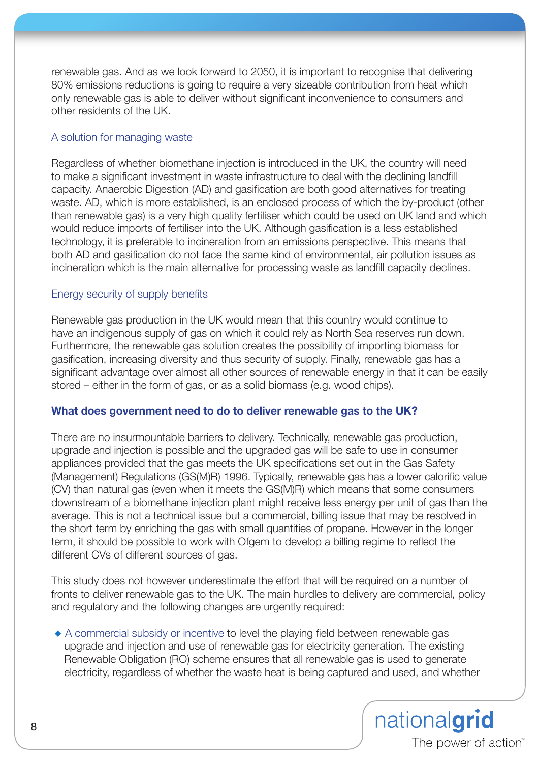renewable gas. And as we look forward to 2050, it is important to recognise that delivering 80% emissions reductions is going to require a very sizeable contribution from heat which only renewable gas is able to deliver without significant inconvenience to consumers and other residents of the UK.

### A solution for managing waste

Regardless of whether biomethane injection is introduced in the UK, the country will need to make a significant investment in waste infrastructure to deal with the declining landfill capacity. Anaerobic Digestion (AD) and gasification are both good alternatives for treating waste. AD, which is more established, is an enclosed process of which the by-product (other than renewable gas) is a very high quality fertiliser which could be used on UK land and which would reduce imports of fertiliser into the UK. Although gasification is a less established technology, it is preferable to incineration from an emissions perspective. This means that both AD and gasification do not face the same kind of environmental, air pollution issues as incineration which is the main alternative for processing waste as landfill capacity declines.

### Energy security of supply benefits

Renewable gas production in the UK would mean that this country would continue to have an indigenous supply of gas on which it could rely as North Sea reserves run down. Furthermore, the renewable gas solution creates the possibility of importing biomass for gasification, increasing diversity and thus security of supply. Finally, renewable gas has a significant advantage over almost all other sources of renewable energy in that it can be easily stored – either in the form of gas, or as a solid biomass (e.g. wood chips).

## What does government need to do to deliver renewable gas to the UK?

There are no insurmountable barriers to delivery. Technically, renewable gas production, upgrade and injection is possible and the upgraded gas will be safe to use in consumer appliances provided that the gas meets the UK specifications set out in the Gas Safety (Management) Regulations (GS(M)R) 1996. Typically, renewable gas has a lower calorific value (CV) than natural gas (even when it meets the GS(M)R) which means that some consumers downstream of a biomethane injection plant might receive less energy per unit of gas than the average. This is not a technical issue but a commercial, billing issue that may be resolved in the short term by enriching the gas with small quantities of propane. However in the longer term, it should be possible to work with Ofgem to develop a billing regime to reflect the different CVs of different sources of gas.

This study does not however underestimate the effort that will be required on a number of fronts to deliver renewable gas to the UK. The main hurdles to delivery are commercial, policy and regulatory and the following changes are urgently required:

- A commercial subsidy or incentive to level the playing field between renewable gas upgrade and injection and use of renewable gas for electricity generation. The existing Renewable Obligation (RO) scheme ensures that all renewable gas is used to generate electricity, regardless of whether the waste heat is being captured and used, and whether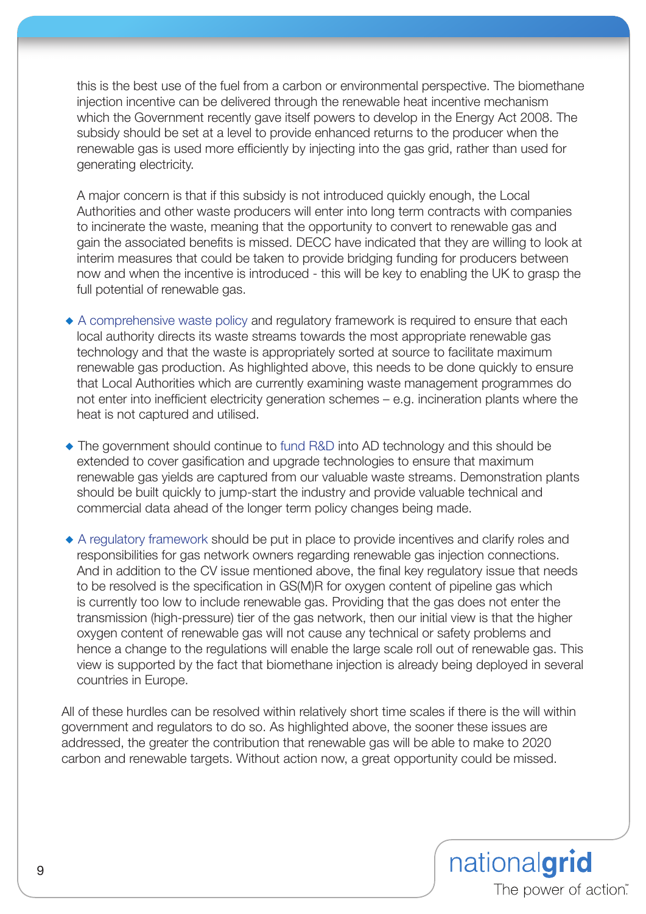this is the best use of the fuel from a carbon or environmental perspective. The biomethane injection incentive can be delivered through the renewable heat incentive mechanism which the Government recently gave itself powers to develop in the Energy Act 2008. The subsidy should be set at a level to provide enhanced returns to the producer when the renewable gas is used more efficiently by injecting into the gas grid, rather than used for generating electricity.

A major concern is that if this subsidy is not introduced quickly enough, the Local Authorities and other waste producers will enter into long term contracts with companies to incinerate the waste, meaning that the opportunity to convert to renewable gas and gain the associated benefits is missed. DECC have indicated that they are willing to look at interim measures that could be taken to provide bridging funding for producers between now and when the incentive is introduced - this will be key to enabling the UK to grasp the full potential of renewable gas.

- A comprehensive waste policy and regulatory framework is required to ensure that each local authority directs its waste streams towards the most appropriate renewable gas technology and that the waste is appropriately sorted at source to facilitate maximum renewable gas production. As highlighted above, this needs to be done quickly to ensure that Local Authorities which are currently examining waste management programmes do not enter into inefficient electricity generation schemes – e.g. incineration plants where the heat is not captured and utilised.

- The government should continue to fund R&D into AD technology and this should be extended to cover gasification and upgrade technologies to ensure that maximum renewable gas yields are captured from our valuable waste streams. Demonstration plants should be built quickly to jump-start the industry and provide valuable technical and commercial data ahead of the longer term policy changes being made.

- A regulatory framework should be put in place to provide incentives and clarify roles and responsibilities for gas network owners regarding renewable gas injection connections. And in addition to the CV issue mentioned above, the final key regulatory issue that needs to be resolved is the specification in GS(M)R for oxygen content of pipeline gas which is currently too low to include renewable gas. Providing that the gas does not enter the transmission (high-pressure) tier of the gas network, then our initial view is that the higher oxygen content of renewable gas will not cause any technical or safety problems and hence a change to the regulations will enable the large scale roll out of renewable gas. This view is supported by the fact that biomethane injection is already being deployed in several countries in Europe.

All of these hurdles can be resolved within relatively short time scales if there is the will within government and regulators to do so. As highlighted above, the sooner these issues are addressed, the greater the contribution that renewable gas will be able to make to 2020 carbon and renewable targets. Without action now, a great opportunity could be missed.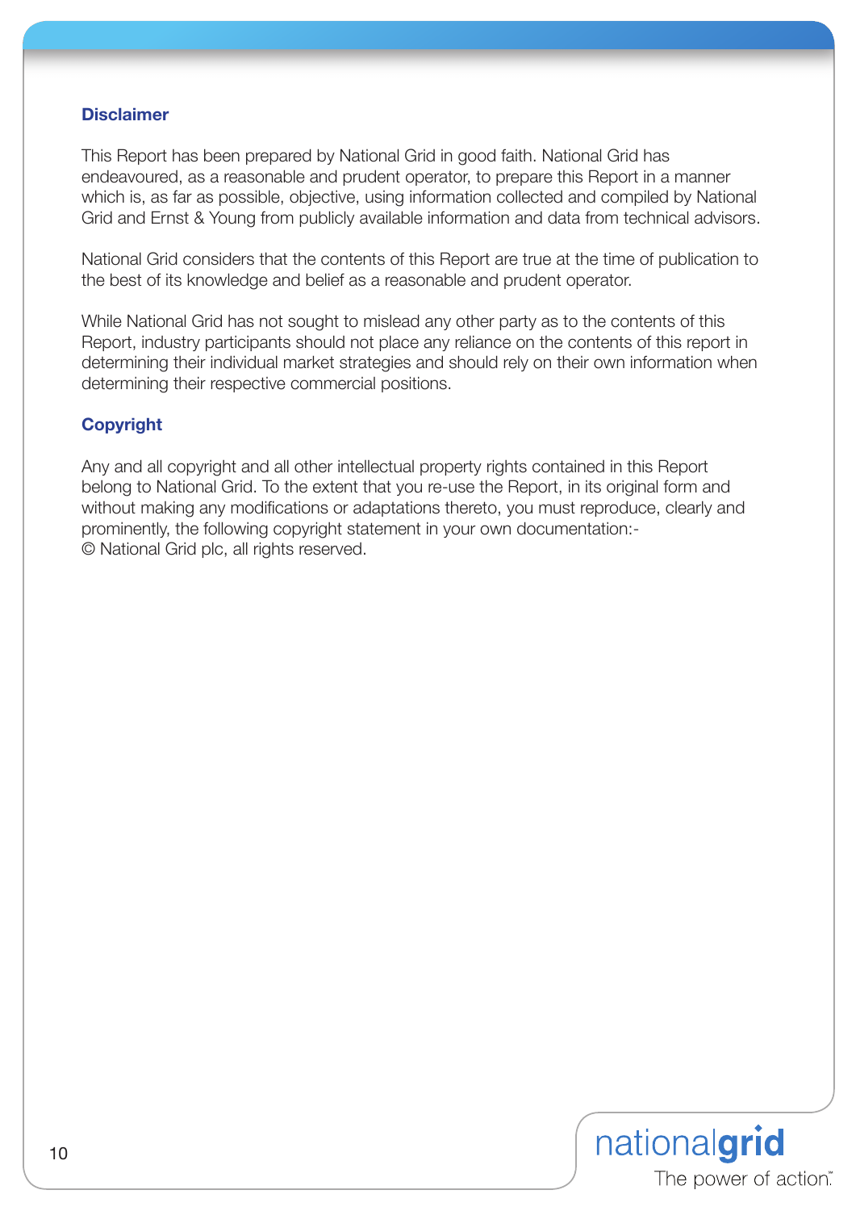## Disclaimer

This Report has been prepared by National Grid in good faith. National Grid has endeavoured, as a reasonable and prudent operator, to prepare this Report in a manner which is, as far as possible, objective, using information collected and compiled by National Grid and Ernst & Young from publicly available information and data from technical advisors.

National Grid considers that the contents of this Report are true at the time of publication to the best of its knowledge and belief as a reasonable and prudent operator.

While National Grid has not sought to mislead any other party as to the contents of this Report, industry participants should not place any reliance on the contents of this report in determining their individual market strategies and should rely on their own information when determining their respective commercial positions.

## Copyright

Any and all copyright and all other intellectual property rights contained in this Report belong to National Grid. To the extent that you re-use the Report, in its original form and without making any modifications or adaptations thereto, you must reproduce, clearly and prominently, the following copyright statement in your own documentation:-
© National Grid plc, all rights reserved.

nationalgrid
The power of action.